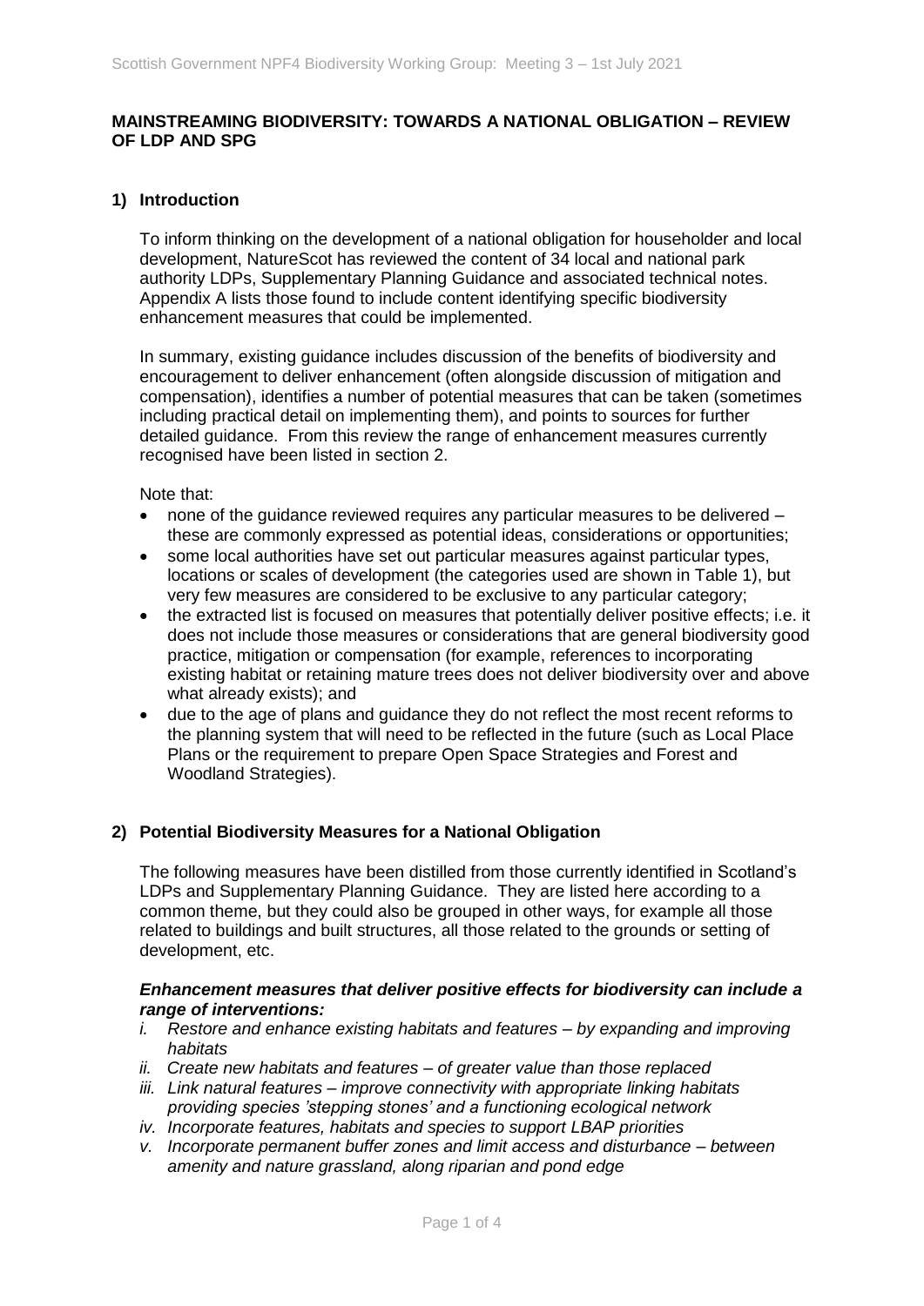## MAINSTREAMING BIODIVERSITY: TOWARDS A NATIONAL OBLIGATION – REVIEW OF LDP AND SPG

### 1) Introduction

To inform thinking on the development of a national obligation for householder and local development, NatureScot has reviewed the content of 34 local and national park authority LDPs, Supplementary Planning Guidance and associated technical notes. Appendix A lists those found to include content identifying specific biodiversity enhancement measures that could be implemented.

In summary, existing guidance includes discussion of the benefits of biodiversity and encouragement to deliver enhancement (often alongside discussion of mitigation and compensation), identifies a number of potential measures that can be taken (sometimes including practical detail on implementing them), and points to sources for further detailed guidance. From this review the range of enhancement measures currently recognised have been listed in section 2.

Note that:

- none of the guidance reviewed requires any particular measures to be delivered – these are commonly expressed as potential ideas, considerations or opportunities;
- some local authorities have set out particular measures against particular types, locations or scales of development (the categories used are shown in Table 1), but very few measures are considered to be exclusive to any particular category;
- the extracted list is focused on measures that potentially deliver positive effects; i.e. it does not include those measures or considerations that are general biodiversity good practice, mitigation or compensation (for example, references to incorporating existing habitat or retaining mature trees does not deliver biodiversity over and above what already exists); and
- due to the age of plans and guidance they do not reflect the most recent reforms to the planning system that will need to be reflected in the future (such as Local Place Plans or the requirement to prepare Open Space Strategies and Forest and Woodland Strategies).

### 2) Potential Biodiversity Measures for a National Obligation

The following measures have been distilled from those currently identified in Scotland's LDPs and Supplementary Planning Guidance. They are listed here according to a common theme, but they could also be grouped in other ways, for example all those related to buildings and built structures, all those related to the grounds or setting of development, etc.

***Enhancement measures that deliver positive effects for biodiversity can include a range of interventions:***

1. *Restore and enhance existing habitats and features – by expanding and improving habitats*
2. *Create new habitats and features – of greater value than those replaced*
3. *Link natural features – improve connectivity with appropriate linking habitats providing species 'stepping stones' and a functioning ecological network*
4. *Incorporate features, habitats and species to support LBAP priorities*
5. *Incorporate permanent buffer zones and limit access and disturbance – between amenity and nature grassland, along riparian and pond edge*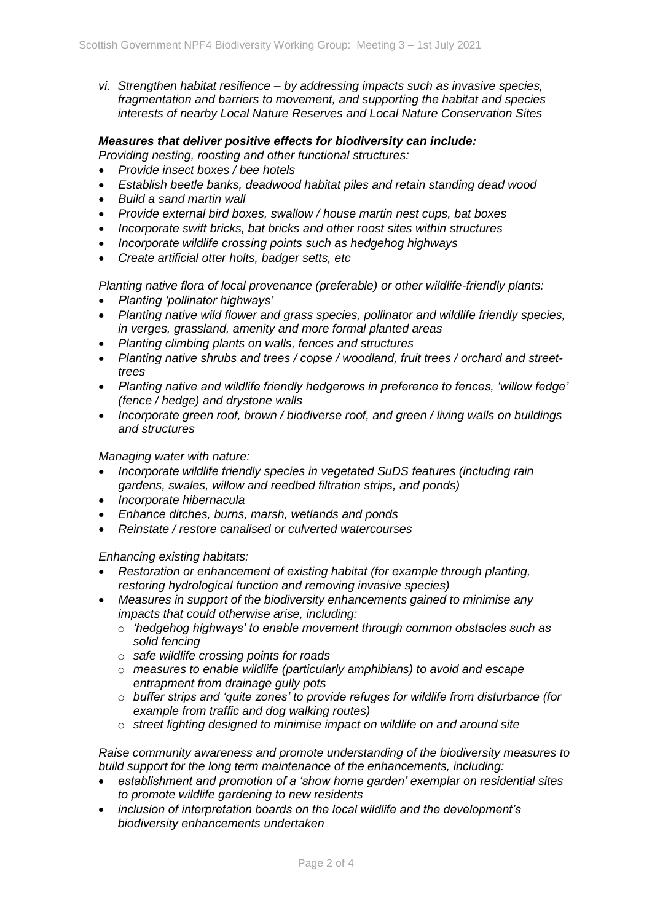*vi. Strengthen habitat resilience – by addressing impacts such as invasive species, fragmentation and barriers to movement, and supporting the habitat and species interests of nearby Local Nature Reserves and Local Nature Conservation Sites*

***Measures that deliver positive effects for biodiversity can include:***

*Providing nesting, roosting and other functional structures:*

- *Provide insect boxes / bee hotels*
- *Establish beetle banks, deadwood habitat piles and retain standing dead wood*
- *Build a sand martin wall*
- *Provide external bird boxes, swallow / house martin nest cups, bat boxes*
- *Incorporate swift bricks, bat bricks and other roost sites within structures*
- *Incorporate wildlife crossing points such as hedgehog highways*
- *Create artificial otter holts, badger setts, etc*

*Planting native flora of local provenance (preferable) or other wildlife-friendly plants:*

- *Planting 'pollinator highways'*
- *Planting native wild flower and grass species, pollinator and wildlife friendly species, in verges, grassland, amenity and more formal planted areas*
- *Planting climbing plants on walls, fences and structures*
- *Planting native shrubs and trees / copse / woodland, fruit trees / orchard and street-trees*
- *Planting native and wildlife friendly hedgerows in preference to fences, 'willow fedge' (fence / hedge) and drystone walls*
- *Incorporate green roof, brown / biodiverse roof, and green / living walls on buildings and structures*

*Managing water with nature:*

- *Incorporate wildlife friendly species in vegetated SuDS features (including rain gardens, swales, willow and reedbed filtration strips, and ponds)*
- *Incorporate hibernacula*
- *Enhance ditches, burns, marsh, wetlands and ponds*
- *Reinstate / restore canalised or culverted watercourses*

*Enhancing existing habitats:*

- *Restoration or enhancement of existing habitat (for example through planting, restoring hydrological function and removing invasive species)*
- *Measures in support of the biodiversity enhancements gained to minimise any impacts that could otherwise arise, including:*
  - *'hedgehog highways' to enable movement through common obstacles such as solid fencing*
  - *safe wildlife crossing points for roads*
  - *measures to enable wildlife (particularly amphibians) to avoid and escape entrapment from drainage gully pots*
  - *buffer strips and 'quite zones' to provide refuges for wildlife from disturbance (for example from traffic and dog walking routes)*
  - *street lighting designed to minimise impact on wildlife on and around site*

*Raise community awareness and promote understanding of the biodiversity measures to build support for the long term maintenance of the enhancements, including:*

- *establishment and promotion of a 'show home garden' exemplar on residential sites to promote wildlife gardening to new residents*
- *inclusion of interpretation boards on the local wildlife and the development's biodiversity enhancements undertaken*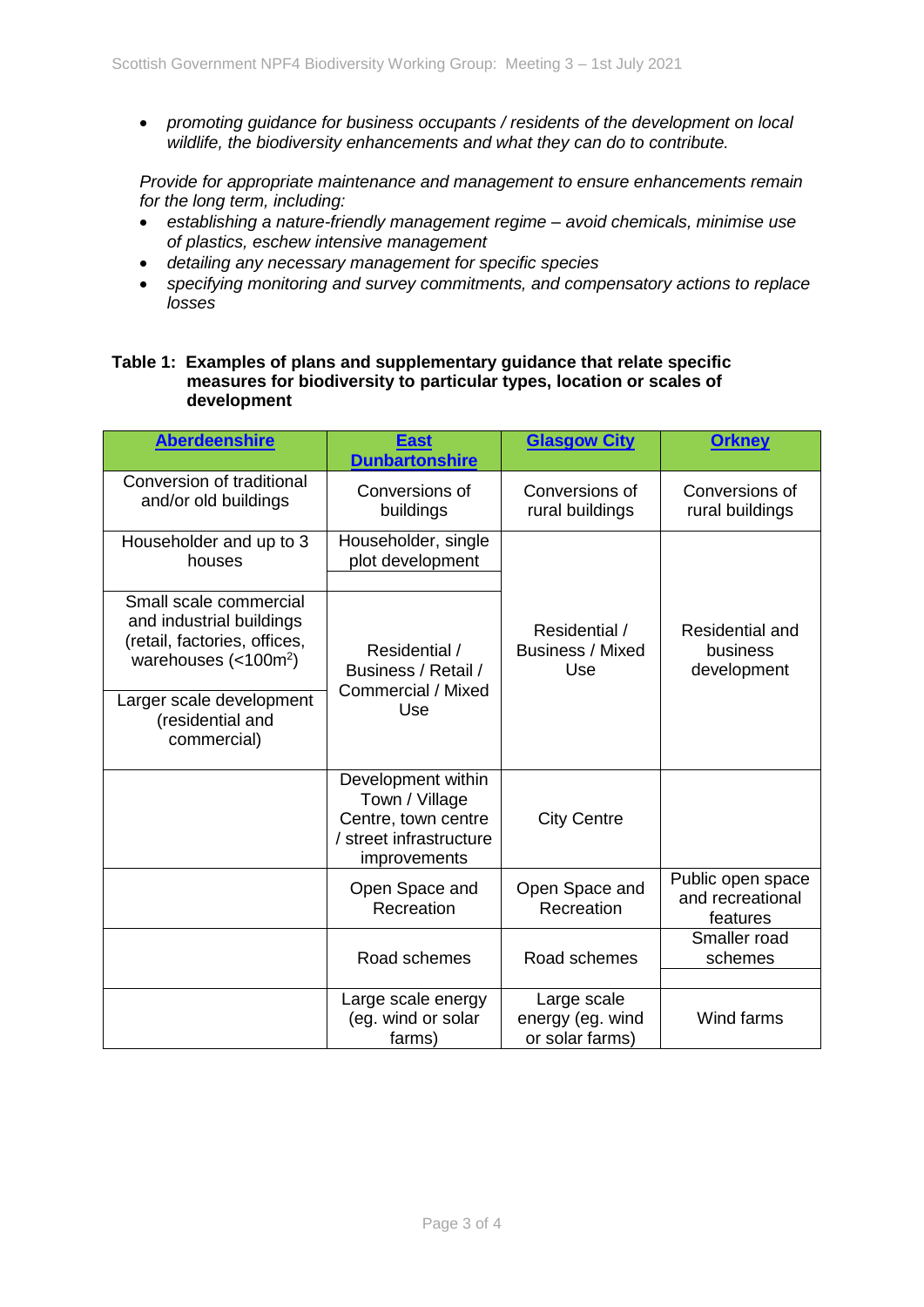- *promoting guidance for business occupants / residents of the development on local wildlife, the biodiversity enhancements and what they can do to contribute.*

*Provide for appropriate maintenance and management to ensure enhancements remain for the long term, including:*

- *establishing a nature-friendly management regime – avoid chemicals, minimise use of plastics, eschew intensive management*
- *detailing any necessary management for specific species*
- *specifying monitoring and survey commitments, and compensatory actions to replace losses*

**Table 1: Examples of plans and supplementary guidance that relate specific measures for biodiversity to particular types, location or scales of development**

| **Aberdeenshire** | **East Dunbartonshire** | **Glasgow City** | **Orkney** |
|---|---|---|---|
| Conversion of traditional and/or old buildings | Conversions of buildings | Conversions of rural buildings | Conversions of rural buildings |
| Householder and up to 3 houses | Householder, single plot development | | |
| Small scale commercial and industrial buildings (retail, factories, offices, warehouses (<100m$^2$) | Residential / Business / Retail / Commercial / Mixed Use | Residential / Business / Mixed Use | Residential and business development |
| Larger scale development (residential and commercial) | | | |
| | Development within Town / Village Centre, town centre / street infrastructure improvements | City Centre | |
| | Open Space and Recreation | Open Space and Recreation | Public open space and recreational features |
| | Road schemes | Road schemes | Smaller road schemes |
| | Large scale energy (eg. wind or solar farms) | Large scale energy (eg. wind or solar farms) | Wind farms |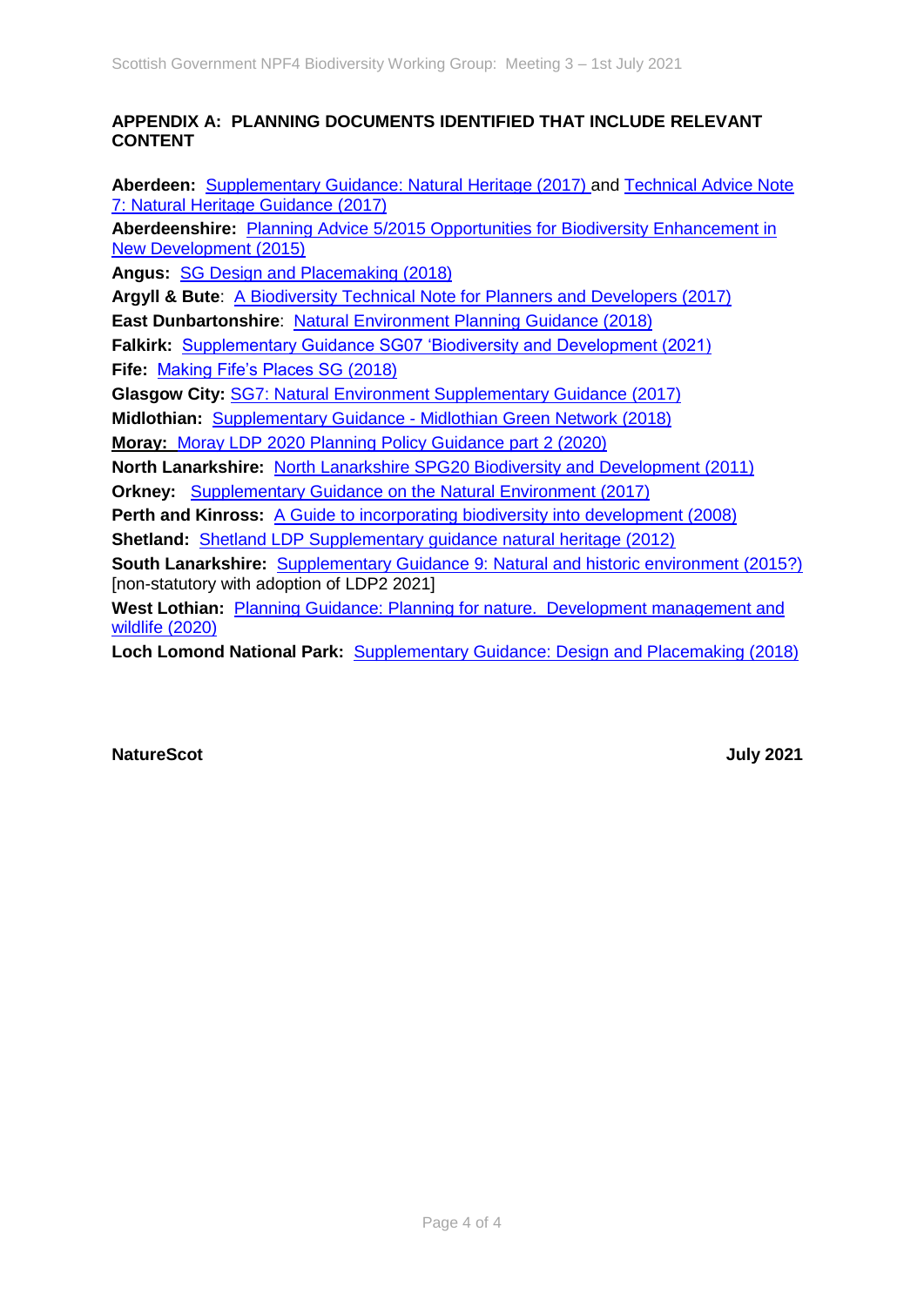## APPENDIX A: PLANNING DOCUMENTS IDENTIFIED THAT INCLUDE RELEVANT CONTENT

**Aberdeen:** Supplementary Guidance: Natural Heritage (2017) and Technical Advice Note 7: Natural Heritage Guidance (2017)

**Aberdeenshire:** Planning Advice 5/2015 Opportunities for Biodiversity Enhancement in New Development (2015)

**Angus:** SG Design and Placemaking (2018)

**Argyll & Bute**: A Biodiversity Technical Note for Planners and Developers (2017)

**East Dunbartonshire**: Natural Environment Planning Guidance (2018)

**Falkirk:** Supplementary Guidance SG07 'Biodiversity and Development (2021)

**Fife:** Making Fife's Places SG (2018)

**Glasgow City:** SG7: Natural Environment Supplementary Guidance (2017)

**Midlothian:** Supplementary Guidance - Midlothian Green Network (2018)

**Moray:** Moray LDP 2020 Planning Policy Guidance part 2 (2020)

**North Lanarkshire:** North Lanarkshire SPG20 Biodiversity and Development (2011)

**Orkney:** Supplementary Guidance on the Natural Environment (2017)

**Perth and Kinross:** A Guide to incorporating biodiversity into development (2008)

**Shetland:** Shetland LDP Supplementary guidance natural heritage (2012)

**South Lanarkshire:** Supplementary Guidance 9: Natural and historic environment (2015?) [non-statutory with adoption of LDP2 2021]

**West Lothian:** Planning Guidance: Planning for nature. Development management and wildlife (2020)

**Loch Lomond National Park:** Supplementary Guidance: Design and Placemaking (2018)

**NatureScot** **July 2021**